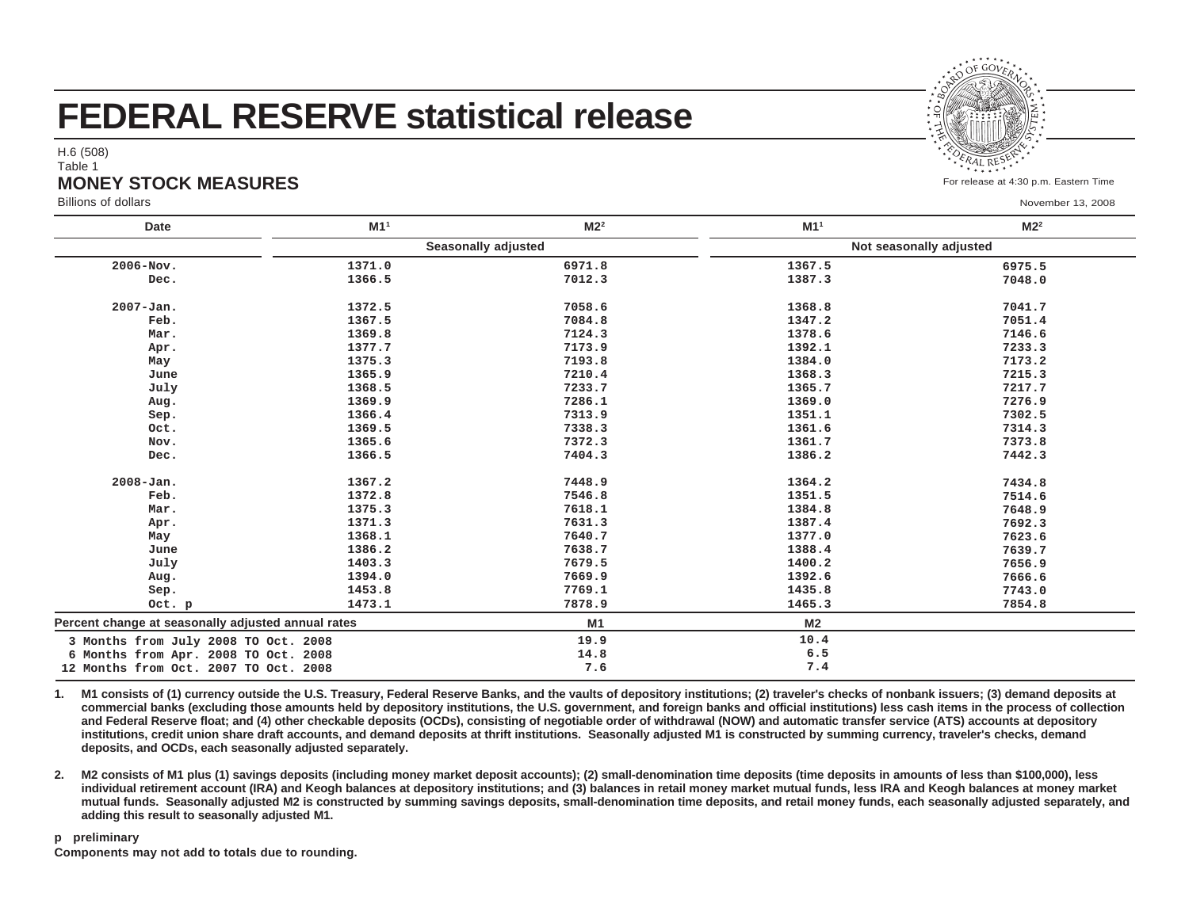# FEDERAL RESERVE statistical release

H.6 (508)
Table 1

## MONEY STOCK MEASURES

Billions of dollars

For release at 4:30 p.m. Eastern Time

November 13, 2008

| Date | M1[1] | M2[2] | M1[1] | M2[2] |
|---|---|---|---|---|
| | Seasonally adjusted | | Not seasonally adjusted | |
| 2006-Nov. | 1371.0 | 6971.8 | 1367.5 | 6975.5 |
| Dec. | 1366.5 | 7012.3 | 1387.3 | 7048.0 |
| 2007-Jan. | 1372.5 | 7058.6 | 1368.8 | 7041.7 |
| Feb. | 1367.5 | 7084.8 | 1347.2 | 7051.4 |
| Mar. | 1369.8 | 7124.3 | 1378.6 | 7146.6 |
| Apr. | 1377.7 | 7173.9 | 1392.1 | 7233.3 |
| May | 1375.3 | 7193.8 | 1384.0 | 7173.2 |
| June | 1365.9 | 7210.4 | 1368.3 | 7215.3 |
| July | 1368.5 | 7233.7 | 1365.7 | 7217.7 |
| Aug. | 1369.9 | 7286.1 | 1369.0 | 7276.9 |
| Sep. | 1366.4 | 7313.9 | 1351.1 | 7302.5 |
| Oct. | 1369.5 | 7338.3 | 1361.6 | 7314.3 |
| Nov. | 1365.6 | 7372.3 | 1361.7 | 7373.8 |
| Dec. | 1366.5 | 7404.3 | 1386.2 | 7442.3 |
| 2008-Jan. | 1367.2 | 7448.9 | 1364.2 | 7434.8 |
| Feb. | 1372.8 | 7546.8 | 1351.6 | 7514.6 |
| Mar. | 1375.3 | 7618.1 | 1384.8 | 7648.9 |
| Apr. | 1371.3 | 7631.3 | 1387.4 | 7692.3 |
| May | 1368.1 | 7640.7 | 1377.0 | 7623.6 |
| June | 1386.2 | 7638.7 | 1388.4 | 7639.7 |
| July | 1403.3 | 7679.5 | 1400.2 | 7656.9 |
| Aug. | 1394.0 | 7669.9 | 1392.6 | 7666.6 |
| Sep. | 1453.8 | 7769.1 | 1435.8 | 7743.0 |
| Oct. p | 1473.1 | 7878.9 | 1465.3 | 7854.8 |

| Percent change at seasonally adjusted annual rates | M1 | M2 |
|---|---|---|
| 3 Months from July 2008 TO Oct. 2008 | 19.9 | 10.4 |
| 6 Months from Apr. 2008 TO Oct. 2008 | 14.8 | 6.5 |
| 12 Months from Oct. 2007 TO Oct. 2008 | 7.6 | 7.4 |

1. M1 consists of (1) currency outside the U.S. Treasury, Federal Reserve Banks, and the vaults of depository institutions; (2) traveler's checks of nonbank issuers; (3) demand deposits at commercial banks (excluding those amounts held by depository institutions, the U.S. government, and foreign banks and official institutions) less cash items in the process of collection and Federal Reserve float; and (4) other checkable deposits (OCDs), consisting of negotiable order of withdrawal (NOW) and automatic transfer service (ATS) accounts at depository institutions, credit union share draft accounts, and demand deposits at thrift institutions. Seasonally adjusted M1 is constructed by summing currency, traveler's checks, demand deposits, and OCDs, each seasonally adjusted separately.

2. M2 consists of M1 plus (1) savings deposits (including money market deposit accounts); (2) small-denomination time deposits (time deposits in amounts of less than $100,000), less individual retirement account (IRA) and Keogh balances at depository institutions; and (3) balances in retail money market mutual funds, less IRA and Keogh balances at money market mutual funds. Seasonally adjusted M2 is constructed by summing savings deposits, small-denomination time deposits, and retail money funds, each seasonally adjusted separately, and adding this result to seasonally adjusted M1.

p preliminary

Components may not add to totals due to rounding.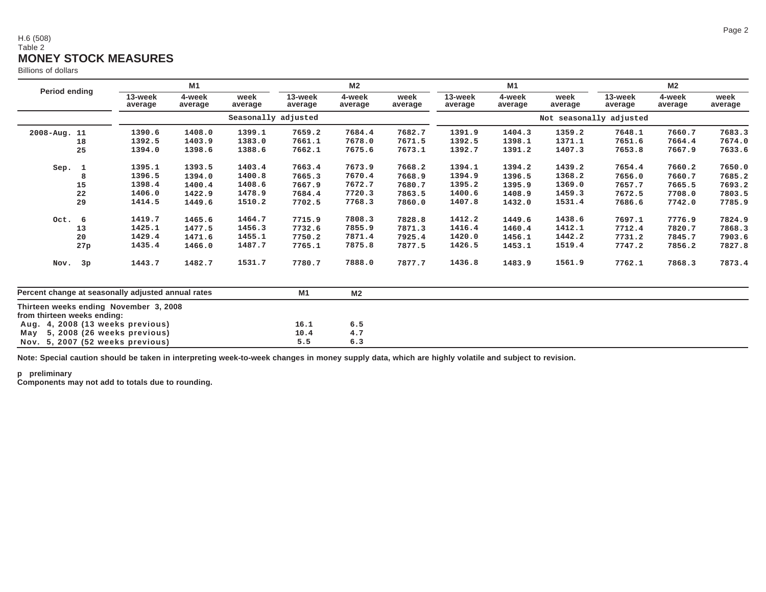H.6 (508)
Table 2

# MONEY STOCK MEASURES

Billions of dollars

| Period ending | M1 | | | M2 | | | M1 | | | M2 | | |
|---|---|---|---|---|---|---|---|---|---|---|---|---|
| | 13-week average | 4-week average | week average | 13-week average | 4-week average | week average | 13-week average | 4-week average | week average | 13-week average | 4-week average | week average |
| | Seasonally adjusted | | | | | | Not seasonally adjusted | | | | | |
| 2008-Aug. 11 | 1390.6 | 1408.0 | 1399.1 | 7659.2 | 7684.4 | 7682.7 | 1391.9 | 1404.3 | 1359.2 | 7648.1 | 7660.7 | 7683.3 |
| 18 | 1392.5 | 1403.9 | 1383.0 | 7661.1 | 7678.0 | 7671.5 | 1392.5 | 1398.1 | 1371.1 | 7651.6 | 7664.4 | 7674.0 |
| 25 | 1394.0 | 1398.6 | 1388.6 | 7662.1 | 7675.6 | 7673.1 | 1392.7 | 1391.2 | 1407.3 | 7653.8 | 7667.9 | 7633.6 |
| Sep. 1 | 1395.1 | 1393.5 | 1403.4 | 7663.4 | 7673.9 | 7668.2 | 1394.1 | 1394.2 | 1439.2 | 7654.4 | 7660.2 | 7650.0 |
| 8 | 1396.5 | 1394.0 | 1400.8 | 7665.3 | 7670.4 | 7668.9 | 1394.9 | 1396.5 | 1368.2 | 7656.0 | 7660.7 | 7685.2 |
| 15 | 1398.4 | 1400.4 | 1408.6 | 7667.9 | 7672.7 | 7680.7 | 1395.2 | 1395.9 | 1369.0 | 7657.7 | 7665.5 | 7693.2 |
| 22 | 1406.0 | 1422.9 | 1478.9 | 7684.4 | 7720.3 | 7863.5 | 1400.6 | 1408.9 | 1459.3 | 7672.5 | 7708.0 | 7803.5 |
| 29 | 1414.5 | 1449.6 | 1510.2 | 7702.5 | 7768.3 | 7860.0 | 1407.8 | 1432.0 | 1531.4 | 7686.6 | 7742.0 | 7785.9 |
| Oct. 6 | 1419.7 | 1465.6 | 1464.7 | 7715.9 | 7808.3 | 7828.8 | 1412.2 | 1449.6 | 1438.6 | 7697.1 | 7776.9 | 7824.9 |
| 13 | 1425.1 | 1477.5 | 1456.3 | 7732.6 | 7855.9 | 7871.3 | 1416.4 | 1460.4 | 1412.1 | 7712.4 | 7820.7 | 7868.3 |
| 20 | 1429.4 | 1471.6 | 1455.1 | 7750.2 | 7871.4 | 7925.4 | 1420.0 | 1456.1 | 1442.2 | 7731.2 | 7845.7 | 7903.6 |
| 27p | 1435.4 | 1466.0 | 1487.7 | 7765.1 | 7875.8 | 7877.5 | 1426.5 | 1453.1 | 1519.4 | 7747.2 | 7856.2 | 7827.8 |
| Nov. 3p | 1443.7 | 1482.7 | 1531.7 | 7780.7 | 7888.0 | 7877.7 | 1436.8 | 1483.9 | 1561.9 | 7762.1 | 7868.3 | 7873.4 |

| Percent change at seasonally adjusted annual rates | M1 | M2 |
|---|---|---|
| Thirteen weeks ending November 3, 2008 from thirteen weeks ending: | | |
| Aug. 4, 2008 (13 weeks previous) | 16.1 | 6.5 |
| May 5, 2008 (26 weeks previous) | 10.4 | 4.7 |
| Nov. 5, 2007 (52 weeks previous) | 5.5 | 6.3 |

**Note: Special caution should be taken in interpreting week-to-week changes in money supply data, which are highly volatile and subject to revision.**

**p preliminary**
**Components may not add to totals due to rounding.**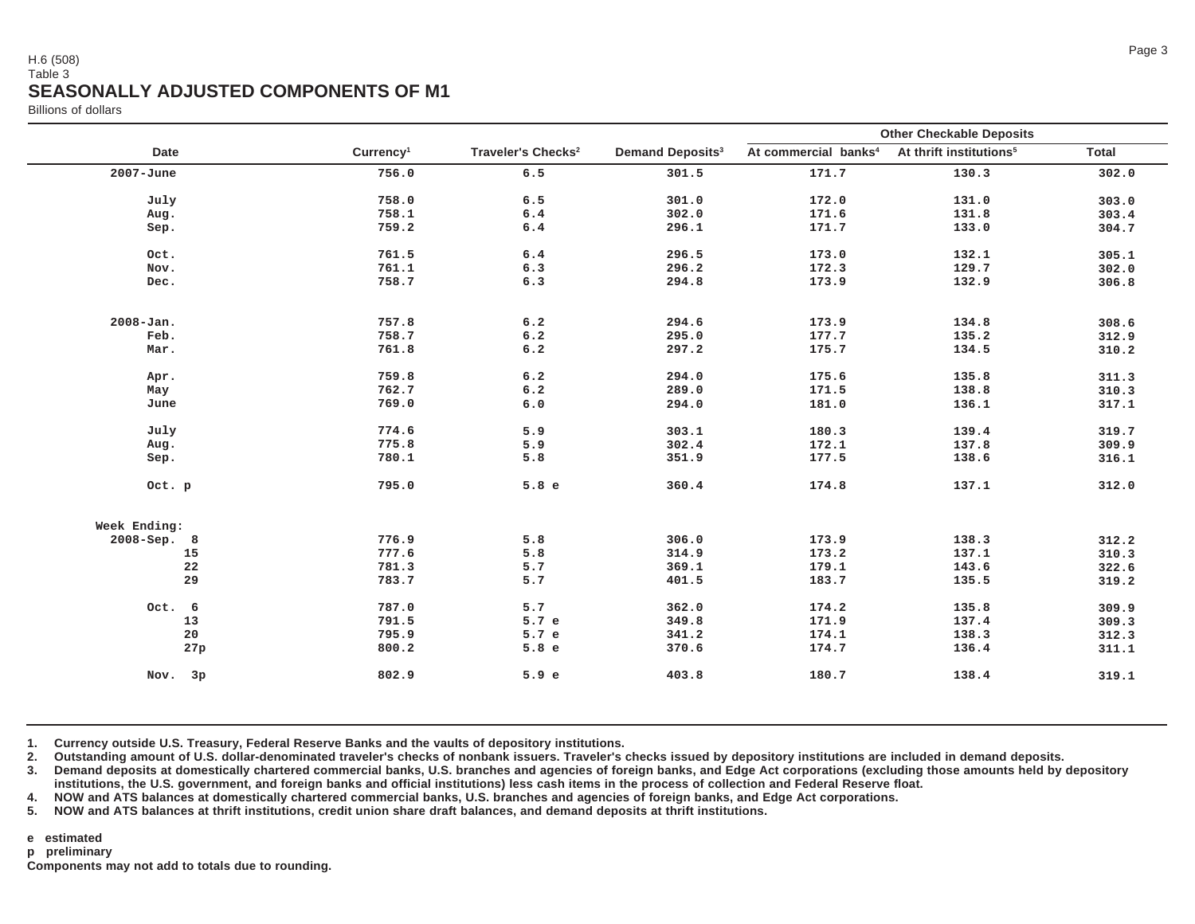H.6 (508)
Table 3

# SEASONALLY ADJUSTED COMPONENTS OF M1

Billions of dollars

| Date | Currency[1] | Traveler's Checks[2] | Demand Deposits[3] | Other Checkable Deposits | | |
|---|---|---|---|---|---|---|
| | | | | At commercial banks[4] | At thrift institutions[5] | Total |
| 2007-June | 756.0 | 6.5 | 301.5 | 171.7 | 130.3 | 302.0 |
| July | 758.0 | 6.5 | 301.0 | 172.0 | 131.0 | 303.0 |
| Aug. | 758.1 | 6.4 | 302.0 | 171.6 | 131.8 | 303.4 |
| Sep. | 759.2 | 6.4 | 296.1 | 171.7 | 133.0 | 304.7 |
| Oct. | 761.5 | 6.4 | 296.5 | 173.0 | 132.1 | 305.1 |
| Nov. | 761.1 | 6.3 | 296.2 | 172.3 | 129.7 | 302.0 |
| Dec. | 758.7 | 6.3 | 294.8 | 173.9 | 132.9 | 306.8 |
| 2008-Jan. | 757.8 | 6.2 | 294.6 | 173.9 | 134.8 | 308.6 |
| Feb. | 758.7 | 6.2 | 295.0 | 177.7 | 135.2 | 312.9 |
| Mar. | 761.8 | 6.2 | 297.2 | 175.7 | 134.5 | 310.2 |
| Apr. | 759.8 | 6.2 | 294.0 | 175.6 | 135.8 | 311.3 |
| May | 762.7 | 6.2 | 289.0 | 171.5 | 138.8 | 310.3 |
| June | 769.0 | 6.0 | 294.0 | 181.0 | 136.1 | 317.1 |
| July | 774.6 | 5.9 | 303.1 | 180.3 | 139.4 | 319.7 |
| Aug. | 775.8 | 5.9 | 302.4 | 172.1 | 137.8 | 309.9 |
| Sep. | 780.1 | 5.8 | 351.9 | 177.5 | 138.6 | 316.1 |
| Oct. p | 795.0 | 5.8 e | 360.4 | 174.8 | 137.1 | 312.0 |
| Week Ending: | | | | | | |
| 2008-Sep. 8 | 776.9 | 5.8 | 306.0 | 173.9 | 138.3 | 312.2 |
| 15 | 777.6 | 5.8 | 314.9 | 173.2 | 137.1 | 310.3 |
| 22 | 781.3 | 5.7 | 369.1 | 179.1 | 143.6 | 322.6 |
| 29 | 783.7 | 5.7 | 401.5 | 183.7 | 135.5 | 319.2 |
| Oct. 6 | 787.0 | 5.7 | 362.0 | 174.2 | 135.8 | 309.9 |
| 13 | 791.5 | 5.7 e | 349.8 | 171.9 | 137.4 | 309.3 |
| 20 | 795.9 | 5.7 e | 341.2 | 174.1 | 138.3 | 312.3 |
| 27p | 800.2 | 5.8 e | 370.6 | 174.7 | 136.4 | 311.1 |
| Nov. 3p | 802.9 | 5.9 e | 403.8 | 180.7 | 138.4 | 319.1 |

1. Currency outside U.S. Treasury, Federal Reserve Banks and the vaults of depository institutions.
2. Outstanding amount of U.S. dollar-denominated traveler's checks of nonbank issuers. Traveler's checks issued by depository institutions are included in demand deposits.
3. Demand deposits at domestically chartered commercial banks, U.S. branches and agencies of foreign banks, and Edge Act corporations (excluding those amounts held by depository institutions, the U.S. government, and foreign banks and official institutions) less cash items in the process of collection and Federal Reserve float.
4. NOW and ATS balances at domestically chartered commercial banks, U.S. branches and agencies of foreign banks, and Edge Act corporations.
5. NOW and ATS balances at thrift institutions, credit union share draft balances, and demand deposits at thrift institutions.

e estimated
p preliminary
Components may not add to totals due to rounding.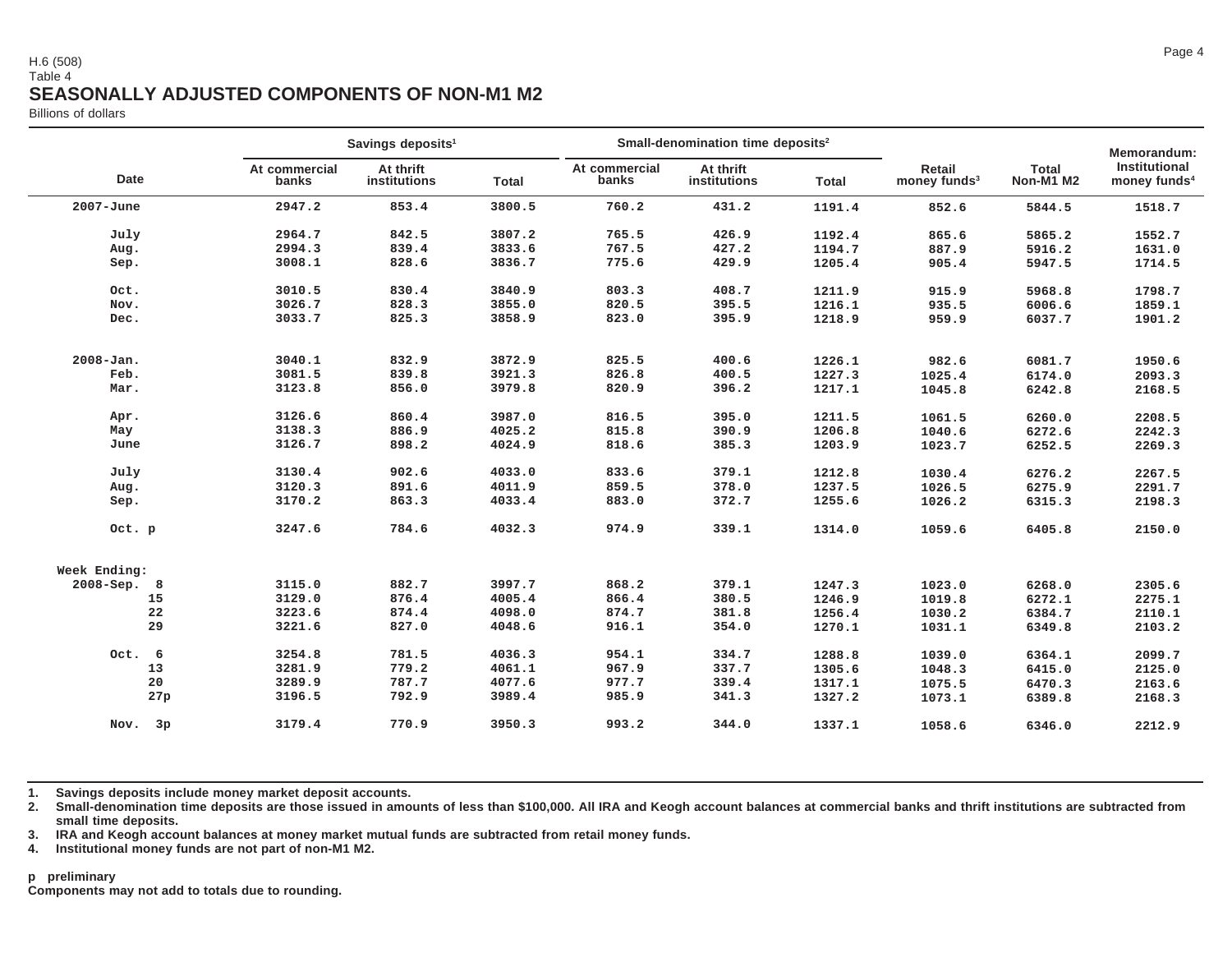H.6 (508)
Table 4

# SEASONALLY ADJUSTED COMPONENTS OF NON-M1 M2

Billions of dollars

| Date | Savings deposits[1] | | | Small-denomination time deposits[2] | | | Retail money funds[3] | Total Non-M1 M2 | Memorandum: Institutional money funds[4] |
|---|---|---|---|---|---|---|---|---|---|
| | At commercial banks | At thrift institutions | Total | At commercial banks | At thrift institutions | Total | | | |
| 2007-June | 2947.2 | 853.4 | 3800.5 | 760.2 | 431.2 | 1191.4 | 852.6 | 5844.5 | 1518.7 |
| July | 2964.7 | 842.5 | 3807.2 | 765.5 | 426.9 | 1192.4 | 865.6 | 5865.2 | 1552.7 |
| Aug. | 2994.3 | 839.4 | 3833.6 | 767.5 | 427.2 | 1194.7 | 887.9 | 5916.2 | 1631.0 |
| Sep. | 3008.1 | 828.6 | 3836.7 | 775.6 | 429.9 | 1205.4 | 905.4 | 5947.5 | 1714.5 |
| Oct. | 3010.5 | 830.4 | 3840.9 | 803.3 | 408.7 | 1211.9 | 915.9 | 5968.8 | 1798.7 |
| Nov. | 3026.7 | 828.3 | 3855.0 | 820.5 | 395.5 | 1216.1 | 935.5 | 6006.6 | 1859.1 |
| Dec. | 3033.7 | 825.3 | 3858.9 | 823.0 | 395.9 | 1218.9 | 959.9 | 6037.7 | 1901.2 |
| 2008-Jan. | 3040.1 | 832.9 | 3872.9 | 825.5 | 400.6 | 1226.1 | 982.6 | 6081.7 | 1950.6 |
| Feb. | 3081.5 | 839.8 | 3921.3 | 826.8 | 400.5 | 1227.3 | 1025.4 | 6174.0 | 2093.3 |
| Mar. | 3123.8 | 856.0 | 3979.8 | 820.9 | 396.2 | 1217.1 | 1045.8 | 6242.8 | 2168.5 |
| Apr. | 3126.6 | 860.4 | 3987.0 | 816.5 | 395.0 | 1211.5 | 1061.5 | 6260.0 | 2208.5 |
| May | 3138.3 | 886.9 | 4025.2 | 815.8 | 390.9 | 1206.8 | 1040.6 | 6272.6 | 2242.3 |
| June | 3126.7 | 898.2 | 4024.9 | 818.6 | 385.3 | 1203.9 | 1023.7 | 6252.5 | 2269.3 |
| July | 3130.4 | 902.6 | 4033.0 | 833.6 | 379.1 | 1212.8 | 1030.4 | 6276.2 | 2267.5 |
| Aug. | 3120.3 | 891.6 | 4011.9 | 859.5 | 378.0 | 1237.5 | 1026.5 | 6275.9 | 2291.7 |
| Sep. | 3170.2 | 863.3 | 4033.4 | 883.0 | 372.7 | 1255.6 | 1026.2 | 6315.3 | 2198.3 |
| Oct. p | 3247.6 | 784.6 | 4032.3 | 974.9 | 339.1 | 1314.0 | 1059.6 | 6405.8 | 2150.0 |
| Week Ending: | | | | | | | | | |
| 2008-Sep. 8 | 3115.0 | 882.7 | 3997.7 | 868.2 | 379.1 | 1247.3 | 1023.0 | 6268.0 | 2305.6 |
| 15 | 3129.0 | 876.4 | 4005.4 | 866.4 | 380.5 | 1246.9 | 1019.8 | 6272.1 | 2275.1 |
| 22 | 3223.6 | 874.4 | 4098.0 | 874.7 | 381.8 | 1256.4 | 1030.2 | 6384.7 | 2110.1 |
| 29 | 3221.6 | 827.0 | 4048.6 | 916.1 | 354.0 | 1270.1 | 1031.1 | 6349.8 | 2103.2 |
| Oct. 6 | 3254.8 | 781.5 | 4036.3 | 954.1 | 334.7 | 1288.8 | 1039.0 | 6364.1 | 2099.7 |
| 13 | 3281.9 | 779.2 | 4061.1 | 967.9 | 337.7 | 1305.6 | 1048.3 | 6415.0 | 2125.0 |
| 20 | 3289.9 | 787.7 | 4077.6 | 977.7 | 339.4 | 1317.1 | 1075.5 | 6470.3 | 2163.6 |
| 27p | 3196.5 | 792.9 | 3989.4 | 985.9 | 341.3 | 1327.2 | 1073.1 | 6389.8 | 2168.3 |
| Nov. 3p | 3179.4 | 770.9 | 3950.3 | 993.2 | 344.0 | 1337.1 | 1058.6 | 6346.0 | 2212.9 |

1. Savings deposits include money market deposit accounts.
2. Small-denomination time deposits are those issued in amounts of less than $100,000. All IRA and Keogh account balances at commercial banks and thrift institutions are subtracted from small time deposits.
3. IRA and Keogh account balances at money market mutual funds are subtracted from retail money funds.
4. Institutional money funds are not part of non-M1 M2.

p preliminary

Components may not add to totals due to rounding.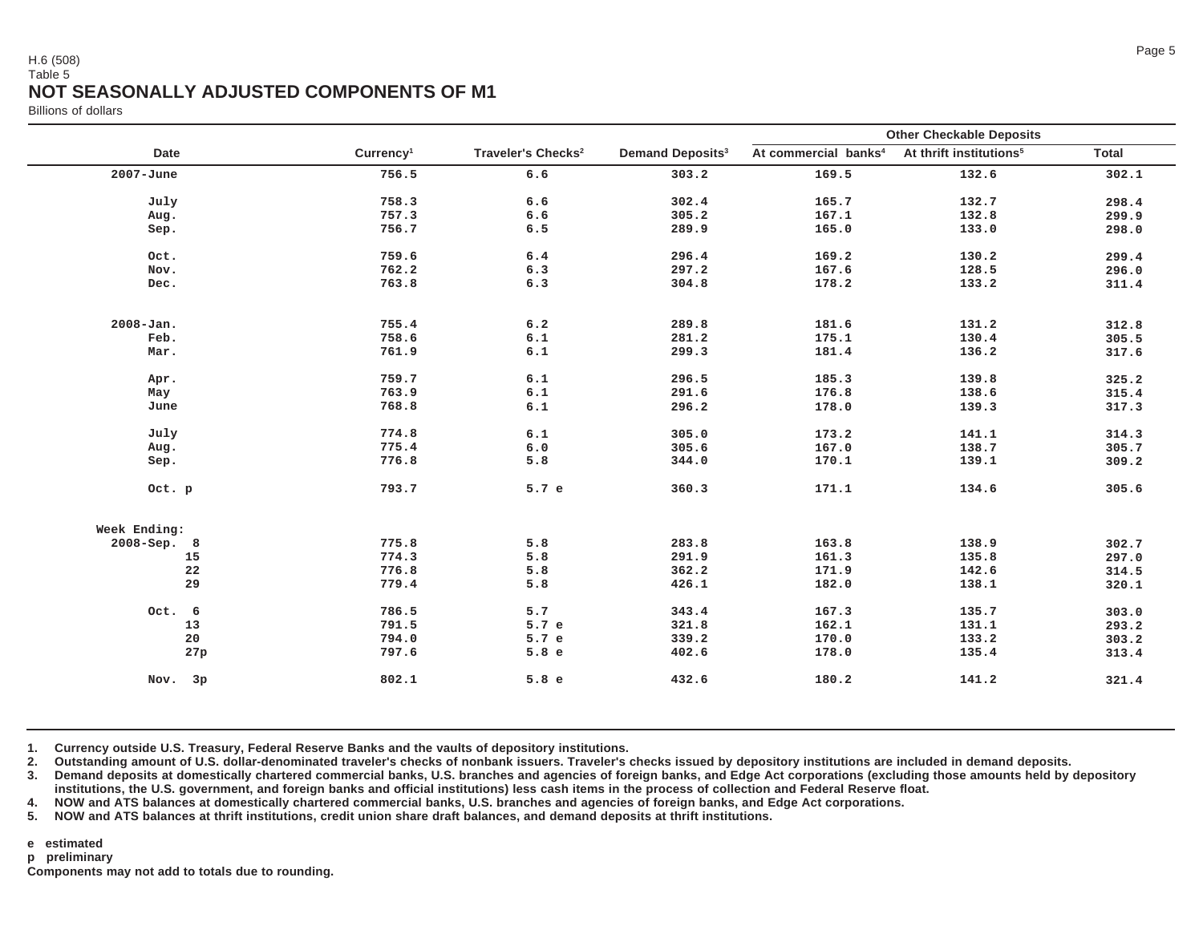H.6 (508)
Table 5

# NOT SEASONALLY ADJUSTED COMPONENTS OF M1

Billions of dollars

| Date | Currency[1] | Traveler's Checks[2] | Demand Deposits[3] | Other Checkable Deposits | | |
|---|---|---|---|---|---|---|
| | | | | At commercial banks[4] | At thrift institutions[5] | Total |
| 2007-June | 756.5 | 6.6 | 303.2 | 169.5 | 132.6 | 302.1 |
| July | 758.3 | 6.6 | 302.4 | 165.7 | 132.7 | 298.4 |
| Aug. | 757.3 | 6.6 | 305.2 | 167.1 | 132.8 | 299.9 |
| Sep. | 756.7 | 6.5 | 289.9 | 165.0 | 133.0 | 298.0 |
| Oct. | 759.6 | 6.4 | 296.4 | 169.2 | 130.2 | 299.4 |
| Nov. | 762.2 | 6.3 | 297.2 | 167.6 | 128.5 | 296.0 |
| Dec. | 763.8 | 6.3 | 304.8 | 178.2 | 133.2 | 311.4 |
| 2008-Jan. | 755.4 | 6.2 | 289.8 | 181.6 | 131.2 | 312.8 |
| Feb. | 758.6 | 6.1 | 281.2 | 175.1 | 130.4 | 305.5 |
| Mar. | 761.9 | 6.1 | 299.3 | 181.4 | 136.2 | 317.6 |
| Apr. | 759.7 | 6.1 | 296.5 | 185.3 | 139.8 | 325.2 |
| May | 763.9 | 6.1 | 291.6 | 176.8 | 138.6 | 315.4 |
| June | 768.8 | 6.1 | 296.2 | 178.0 | 139.3 | 317.3 |
| July | 774.8 | 6.1 | 305.0 | 173.2 | 141.1 | 314.3 |
| Aug. | 775.4 | 6.0 | 305.6 | 167.0 | 138.7 | 305.7 |
| Sep. | 776.8 | 5.8 | 344.0 | 170.1 | 139.1 | 309.2 |
| Oct. p | 793.7 | 5.7 e | 360.3 | 171.1 | 134.6 | 305.6 |
| Week Ending: | | | | | | |
| 2008-Sep. 8 | 775.8 | 5.8 | 283.8 | 163.8 | 138.9 | 302.7 |
| 15 | 774.3 | 5.8 | 291.9 | 161.3 | 135.8 | 297.0 |
| 22 | 776.8 | 5.8 | 362.2 | 171.9 | 142.6 | 314.5 |
| 29 | 779.4 | 5.8 | 426.1 | 182.0 | 138.1 | 320.1 |
| Oct. 6 | 786.5 | 5.7 | 343.4 | 167.3 | 135.7 | 303.0 |
| 13 | 791.5 | 5.7 e | 321.8 | 162.1 | 131.1 | 293.2 |
| 20 | 794.0 | 5.7 e | 339.2 | 170.0 | 133.2 | 303.2 |
| 27p | 797.6 | 5.8 e | 402.6 | 178.0 | 135.4 | 313.4 |
| Nov. 3p | 802.1 | 5.8 e | 432.6 | 180.2 | 141.2 | 321.4 |

1. Currency outside U.S. Treasury, Federal Reserve Banks and the vaults of depository institutions.
2. Outstanding amount of U.S. dollar-denominated traveler's checks of nonbank issuers. Traveler's checks issued by depository institutions are included in demand deposits.
3. Demand deposits at domestically chartered commercial banks, U.S. branches and agencies of foreign banks, and Edge Act corporations (excluding those amounts held by depository institutions, the U.S. government, and foreign banks and official institutions) less cash items in the process of collection and Federal Reserve float.
4. NOW and ATS balances at domestically chartered commercial banks, U.S. branches and agencies of foreign banks, and Edge Act corporations.
5. NOW and ATS balances at thrift institutions, credit union share draft balances, and demand deposits at thrift institutions.

e estimated
p preliminary
Components may not add to totals due to rounding.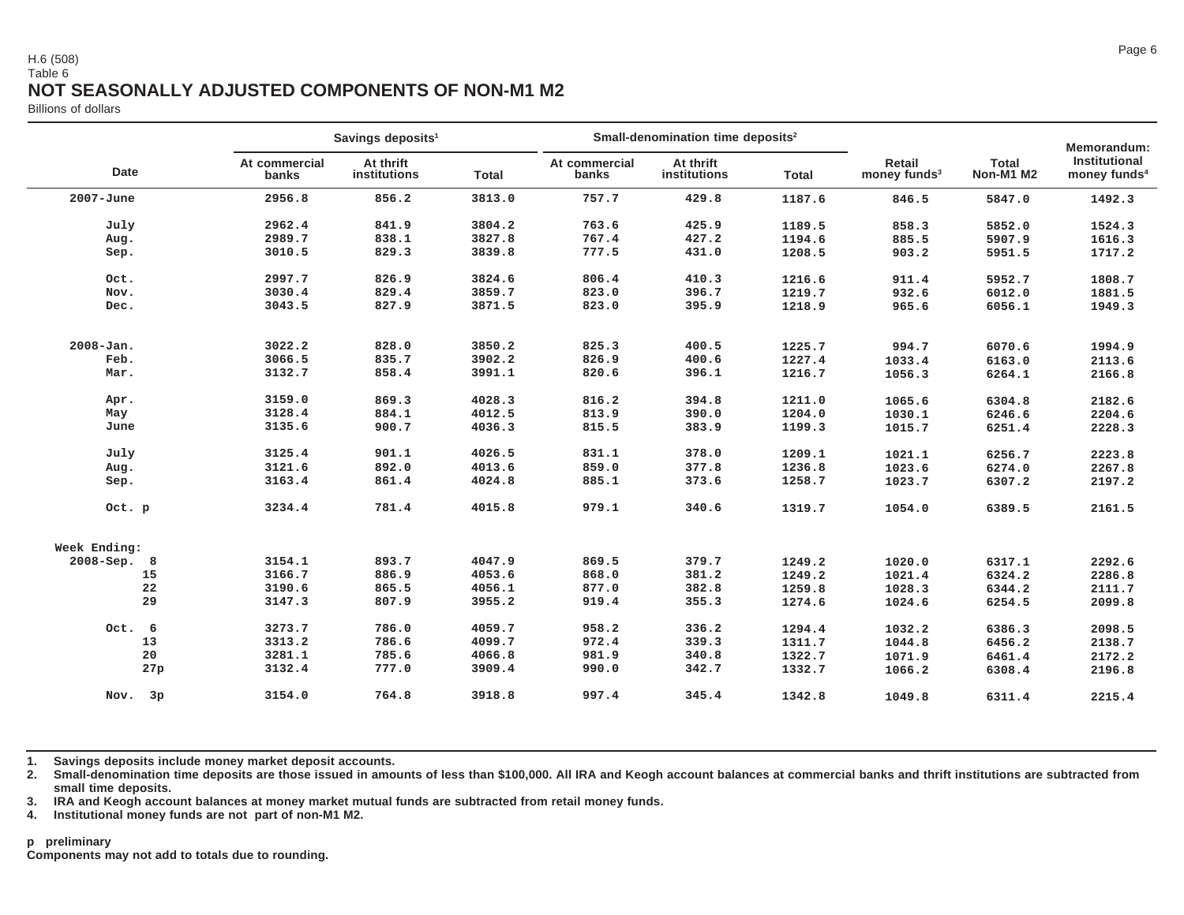H.6 (508)
Table 6

# NOT SEASONALLY ADJUSTED COMPONENTS OF NON-M1 M2

Billions of dollars

| Date | Savings deposits[1] | | | Small-denomination time deposits[2] | | | Retail money funds[3] | Total Non-M1 M2 | Memorandum: Institutional money funds[4] |
|---|---|---|---|---|---|---|---|---|---|
| | At commercial banks | At thrift institutions | Total | At commercial banks | At thrift institutions | Total | | | |
| 2007-June | 2956.8 | 856.2 | 3813.0 | 757.7 | 429.8 | 1187.6 | 846.5 | 5847.0 | 1492.3 |
| July | 2962.4 | 841.9 | 3804.2 | 763.6 | 425.9 | 1189.5 | 858.3 | 5852.0 | 1524.3 |
| Aug. | 2989.7 | 838.1 | 3827.8 | 767.4 | 427.2 | 1194.6 | 885.5 | 5907.9 | 1616.3 |
| Sep. | 3010.5 | 829.3 | 3839.8 | 777.5 | 431.0 | 1208.5 | 903.2 | 5951.5 | 1717.2 |
| Oct. | 2997.7 | 826.9 | 3824.6 | 806.4 | 410.3 | 1216.6 | 911.4 | 5952.7 | 1808.7 |
| Nov. | 3030.4 | 829.4 | 3859.7 | 823.0 | 396.7 | 1219.7 | 932.6 | 6012.0 | 1881.5 |
| Dec. | 3043.5 | 827.9 | 3871.5 | 823.0 | 395.9 | 1218.9 | 965.6 | 6056.1 | 1949.3 |
| 2008-Jan. | 3022.2 | 828.0 | 3850.2 | 825.3 | 400.5 | 1225.7 | 994.7 | 6070.6 | 1994.9 |
| Feb. | 3066.5 | 835.7 | 3902.2 | 826.9 | 400.6 | 1227.4 | 1033.4 | 6163.0 | 2113.6 |
| Mar. | 3132.7 | 858.4 | 3991.1 | 820.6 | 396.1 | 1216.7 | 1056.3 | 6264.1 | 2166.8 |
| Apr. | 3159.0 | 869.3 | 4028.3 | 816.2 | 394.8 | 1211.0 | 1065.6 | 6304.8 | 2182.6 |
| May | 3128.4 | 884.1 | 4012.5 | 813.9 | 390.0 | 1204.0 | 1030.1 | 6246.6 | 2204.6 |
| June | 3135.6 | 900.7 | 4036.3 | 815.5 | 383.9 | 1199.3 | 1015.7 | 6251.4 | 2228.3 |
| July | 3125.4 | 901.1 | 4026.5 | 831.1 | 378.0 | 1209.1 | 1021.1 | 6256.7 | 2223.8 |
| Aug. | 3121.6 | 892.0 | 4013.6 | 859.0 | 377.8 | 1236.8 | 1023.6 | 6274.0 | 2267.8 |
| Sep. | 3163.4 | 861.4 | 4024.8 | 885.1 | 373.6 | 1258.7 | 1023.7 | 6307.2 | 2197.2 |
| Oct. p | 3234.4 | 781.4 | 4015.8 | 979.1 | 340.6 | 1319.7 | 1054.0 | 6389.5 | 2161.5 |
| Week Ending: | | | | | | | | | |
| 2008-Sep. 8 | 3154.1 | 893.7 | 4047.9 | 869.5 | 379.7 | 1249.2 | 1020.0 | 6317.1 | 2292.6 |
| 15 | 3166.7 | 886.9 | 4053.6 | 868.0 | 381.2 | 1249.2 | 1021.4 | 6324.2 | 2286.8 |
| 22 | 3190.6 | 865.5 | 4056.1 | 877.0 | 382.8 | 1259.8 | 1028.3 | 6344.2 | 2111.7 |
| 29 | 3147.3 | 807.9 | 3955.2 | 919.4 | 355.3 | 1274.6 | 1024.6 | 6254.5 | 2099.8 |
| Oct. 6 | 3273.7 | 786.0 | 4059.7 | 958.2 | 336.2 | 1294.4 | 1032.2 | 6386.3 | 2098.5 |
| 13 | 3313.2 | 786.6 | 4099.7 | 972.4 | 339.3 | 1311.7 | 1044.8 | 6456.2 | 2138.7 |
| 20 | 3281.1 | 785.6 | 4066.8 | 981.9 | 340.8 | 1322.7 | 1071.9 | 6461.4 | 2172.2 |
| 27p | 3132.4 | 777.0 | 3909.4 | 990.0 | 342.7 | 1332.7 | 1066.2 | 6308.4 | 2196.8 |
| Nov. 3p | 3154.0 | 764.8 | 3918.8 | 997.4 | 345.4 | 1342.8 | 1049.8 | 6311.4 | 2215.4 |

1. Savings deposits include money market deposit accounts.
2. Small-denomination time deposits are those issued in amounts of less than $100,000. All IRA and Keogh account balances at commercial banks and thrift institutions are subtracted from small time deposits.
3. IRA and Keogh account balances at money market mutual funds are subtracted from retail money funds.
4. Institutional money funds are not part of non-M1 M2.

p preliminary

Components may not add to totals due to rounding.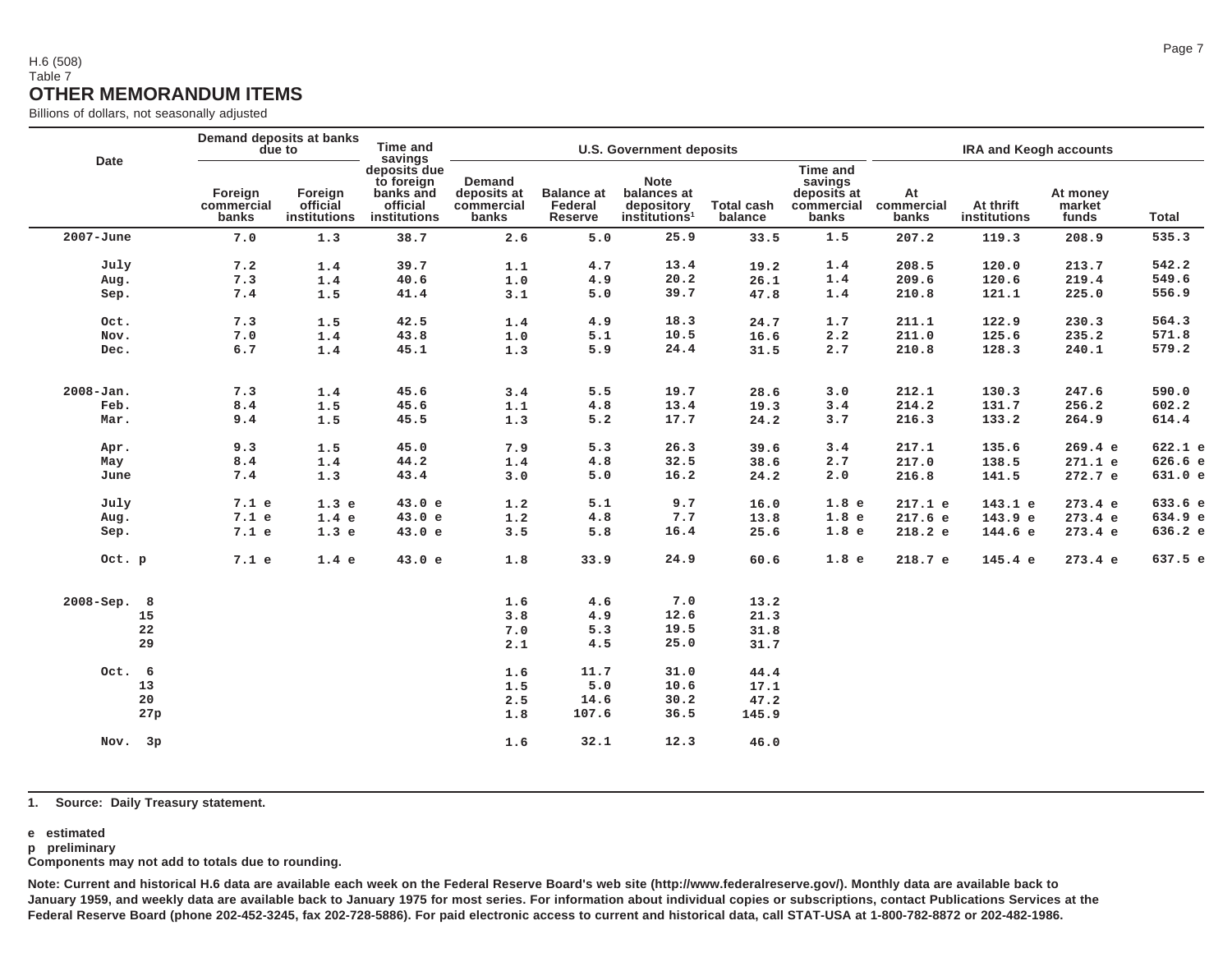H.6 (508)
Table 7

# OTHER MEMORANDUM ITEMS

Billions of dollars, not seasonally adjusted

| Date | Demand deposits at banks due to | | Time and savings deposits due to foreign banks and official institutions | U.S. Government deposits | | | | | IRA and Keogh accounts | | | |
|---|---|---|---|---|---|---|---|---|---|---|---|---|
| | Foreign commercial banks | Foreign official institutions | | Demand deposits at commercial banks | Balance at Federal Reserve | Note balances at depository institutions[1] | Total cash balance | Time and savings deposits at commercial banks | At commercial banks | At thrift institutions | At money market funds | Total |
| 2007-June | 7.0 | 1.3 | 38.7 | 2.6 | 5.0 | 25.9 | 33.5 | 1.5 | 207.2 | 119.3 | 208.9 | 535.3 |
| July | 7.2 | 1.4 | 39.7 | 1.1 | 4.7 | 13.4 | 19.2 | 1.4 | 208.5 | 120.0 | 213.7 | 542.2 |
| Aug. | 7.3 | 1.4 | 40.6 | 1.0 | 4.9 | 20.2 | 26.1 | 1.4 | 209.6 | 120.6 | 219.4 | 549.6 |
| Sep. | 7.4 | 1.5 | 41.4 | 3.1 | 5.0 | 39.7 | 47.8 | 1.4 | 210.8 | 121.1 | 225.0 | 556.9 |
| Oct. | 7.3 | 1.5 | 42.5 | 1.4 | 4.9 | 18.3 | 24.7 | 1.7 | 211.1 | 122.9 | 230.3 | 564.3 |
| Nov. | 7.0 | 1.4 | 43.8 | 1.0 | 5.1 | 10.5 | 16.6 | 2.2 | 211.0 | 125.6 | 235.2 | 571.8 |
| Dec. | 6.7 | 1.4 | 45.1 | 1.3 | 5.9 | 24.4 | 31.5 | 2.7 | 210.8 | 128.3 | 240.1 | 579.2 |
| 2008-Jan. | 7.3 | 1.4 | 45.6 | 3.4 | 5.5 | 19.7 | 28.6 | 3.0 | 212.1 | 130.3 | 247.6 | 590.0 |
| Feb. | 8.4 | 1.5 | 45.6 | 1.1 | 4.8 | 13.4 | 19.3 | 3.4 | 214.2 | 131.7 | 256.2 | 602.2 |
| Mar. | 9.4 | 1.5 | 45.5 | 1.3 | 5.2 | 17.7 | 24.2 | 3.7 | 216.3 | 133.2 | 264.9 | 614.4 |
| Apr. | 9.3 | 1.5 | 45.0 | 7.9 | 5.3 | 26.3 | 39.6 | 3.4 | 217.1 | 135.6 | 269.4 e | 622.1 e |
| May | 8.4 | 1.4 | 44.2 | 1.4 | 4.8 | 32.5 | 38.6 | 2.7 | 217.0 | 138.5 | 271.1 e | 626.6 e |
| June | 7.4 | 1.3 | 43.4 | 3.0 | 5.0 | 16.2 | 24.2 | 2.0 | 216.8 | 141.5 | 272.7 e | 631.0 e |
| July | 7.1 e | 1.3 e | 43.0 e | 1.2 | 5.1 | 9.7 | 16.0 | 1.8 e | 217.1 e | 143.1 e | 273.4 e | 633.6 e |
| Aug. | 7.1 e | 1.4 e | 43.0 e | 1.2 | 4.8 | 7.7 | 13.8 | 1.8 e | 217.6 e | 143.9 e | 273.4 e | 634.9 e |
| Sep. | 7.1 e | 1.3 e | 43.0 e | 3.5 | 5.8 | 16.4 | 25.6 | 1.8 e | 218.2 e | 144.6 e | 273.4 e | 636.2 e |
| Oct. p | 7.1 e | 1.4 e | 43.0 e | 1.8 | 33.9 | 24.9 | 60.6 | 1.8 e | 218.7 e | 145.4 e | 273.4 e | 637.5 e |
| 2008-Sep. 8 | | | | 1.6 | 4.6 | 7.0 | 13.2 | | | | | |
| 15 | | | | 3.8 | 4.9 | 12.6 | 21.3 | | | | | |
| 22 | | | | 7.0 | 5.3 | 19.5 | 31.8 | | | | | |
| 29 | | | | 2.1 | 4.5 | 25.0 | 31.7 | | | | | |
| Oct. 6 | | | | 1.6 | 11.7 | 31.0 | 44.4 | | | | | |
| 13 | | | | 1.5 | 5.0 | 10.6 | 17.1 | | | | | |
| 20 | | | | 2.5 | 14.6 | 30.2 | 47.2 | | | | | |
| 27p | | | | 1.8 | 107.6 | 36.5 | 145.9 | | | | | |
| Nov. 3p | | | | 1.6 | 32.1 | 12.3 | 46.0 | | | | | |

1. Source: Daily Treasury statement.

e estimated
p preliminary
Components may not add to totals due to rounding.

**Note: Current and historical H.6 data are available each week on the Federal Reserve Board's web site (http://www.federalreserve.gov/). Monthly data are available back to January 1959, and weekly data are available back to January 1975 for most series. For information about individual copies or subscriptions, contact Publications Services at the Federal Reserve Board (phone 202-452-3245, fax 202-728-5886). For paid electronic access to current and historical data, call STAT-USA at 1-800-782-8872 or 202-482-1986.**